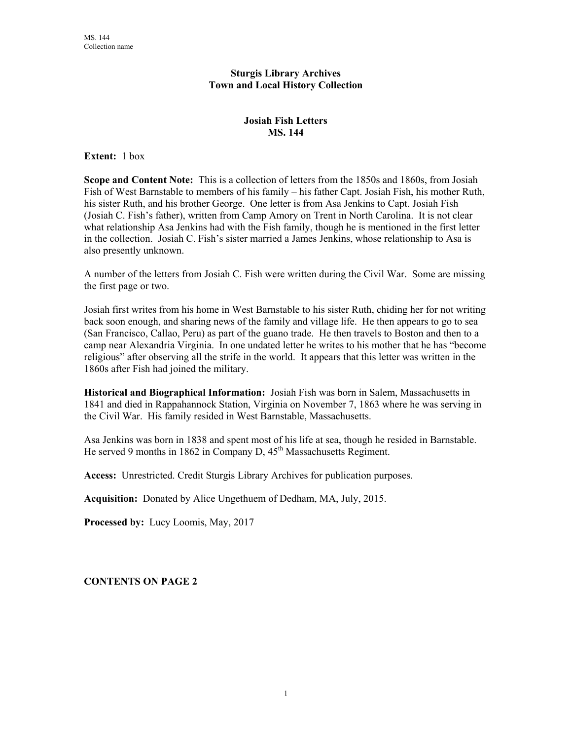MS. 144
Collection name

**Sturgis Library Archives**
**Town and Local History Collection**

**Josiah Fish Letters**
**MS. 144**

**Extent:** 1 box

**Scope and Content Note:** This is a collection of letters from the 1850s and 1860s, from Josiah Fish of West Barnstable to members of his family – his father Capt. Josiah Fish, his mother Ruth, his sister Ruth, and his brother George. One letter is from Asa Jenkins to Capt. Josiah Fish (Josiah C. Fish's father), written from Camp Amory on Trent in North Carolina. It is not clear what relationship Asa Jenkins had with the Fish family, though he is mentioned in the first letter in the collection. Josiah C. Fish's sister married a James Jenkins, whose relationship to Asa is also presently unknown.

A number of the letters from Josiah C. Fish were written during the Civil War. Some are missing the first page or two.

Josiah first writes from his home in West Barnstable to his sister Ruth, chiding her for not writing back soon enough, and sharing news of the family and village life. He then appears to go to sea (San Francisco, Callao, Peru) as part of the guano trade. He then travels to Boston and then to a camp near Alexandria Virginia. In one undated letter he writes to his mother that he has "become religious" after observing all the strife in the world. It appears that this letter was written in the 1860s after Fish had joined the military.

**Historical and Biographical Information:** Josiah Fish was born in Salem, Massachusetts in 1841 and died in Rappahannock Station, Virginia on November 7, 1863 where he was serving in the Civil War. His family resided in West Barnstable, Massachusetts.

Asa Jenkins was born in 1838 and spent most of his life at sea, though he resided in Barnstable. He served 9 months in 1862 in Company D, 45th Massachusetts Regiment.

**Access:** Unrestricted. Credit Sturgis Library Archives for publication purposes.

**Acquisition:** Donated by Alice Ungethuem of Dedham, MA, July, 2015.

**Processed by:** Lucy Loomis, May, 2017

**CONTENTS ON PAGE 2**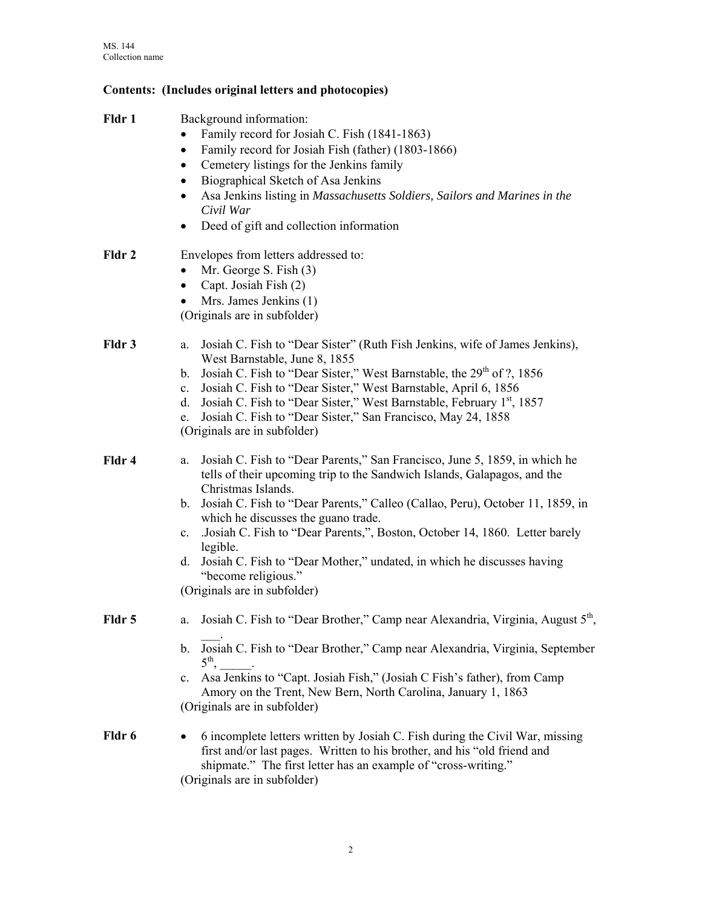MS. 144
Collection name

**Contents: (Includes original letters and photocopies)**

**Fldr 1** Background information:

- Family record for Josiah C. Fish (1841-1863)
- Family record for Josiah Fish (father) (1803-1866)
- Cemetery listings for the Jenkins family
- Biographical Sketch of Asa Jenkins
- Asa Jenkins listing in *Massachusetts Soldiers, Sailors and Marines in the Civil War*
- Deed of gift and collection information

**Fldr 2** Envelopes from letters addressed to:

- Mr. George S. Fish (3)
- Capt. Josiah Fish (2)
- Mrs. James Jenkins (1)

(Originals are in subfolder)

**Fldr 3**

a. Josiah C. Fish to "Dear Sister" (Ruth Fish Jenkins, wife of James Jenkins), West Barnstable, June 8, 1855
b. Josiah C. Fish to "Dear Sister," West Barnstable, the 29th of ?, 1856
c. Josiah C. Fish to "Dear Sister," West Barnstable, April 6, 1856
d. Josiah C. Fish to "Dear Sister," West Barnstable, February 1st, 1857
e. Josiah C. Fish to "Dear Sister," San Francisco, May 24, 1858

(Originals are in subfolder)

**Fldr 4**

a. Josiah C. Fish to "Dear Parents," San Francisco, June 5, 1859, in which he tells of their upcoming trip to the Sandwich Islands, Galapagos, and the Christmas Islands.
b. Josiah C. Fish to "Dear Parents," Calleo (Callao, Peru), October 11, 1859, in which he discusses the guano trade.
c. .Josiah C. Fish to "Dear Parents,", Boston, October 14, 1860. Letter barely legible.
d. Josiah C. Fish to "Dear Mother," undated, in which he discusses having "become religious."

(Originals are in subfolder)

**Fldr 5**

a. Josiah C. Fish to "Dear Brother," Camp near Alexandria, Virginia, August 5th, ___.
b. Josiah C. Fish to "Dear Brother," Camp near Alexandria, Virginia, September 5th, _____.
c. Asa Jenkins to "Capt. Josiah Fish," (Josiah C Fish's father), from Camp Amory on the Trent, New Bern, North Carolina, January 1, 1863

(Originals are in subfolder)

**Fldr 6**

- 6 incomplete letters written by Josiah C. Fish during the Civil War, missing first and/or last pages. Written to his brother, and his "old friend and shipmate." The first letter has an example of "cross-writing."

(Originals are in subfolder)